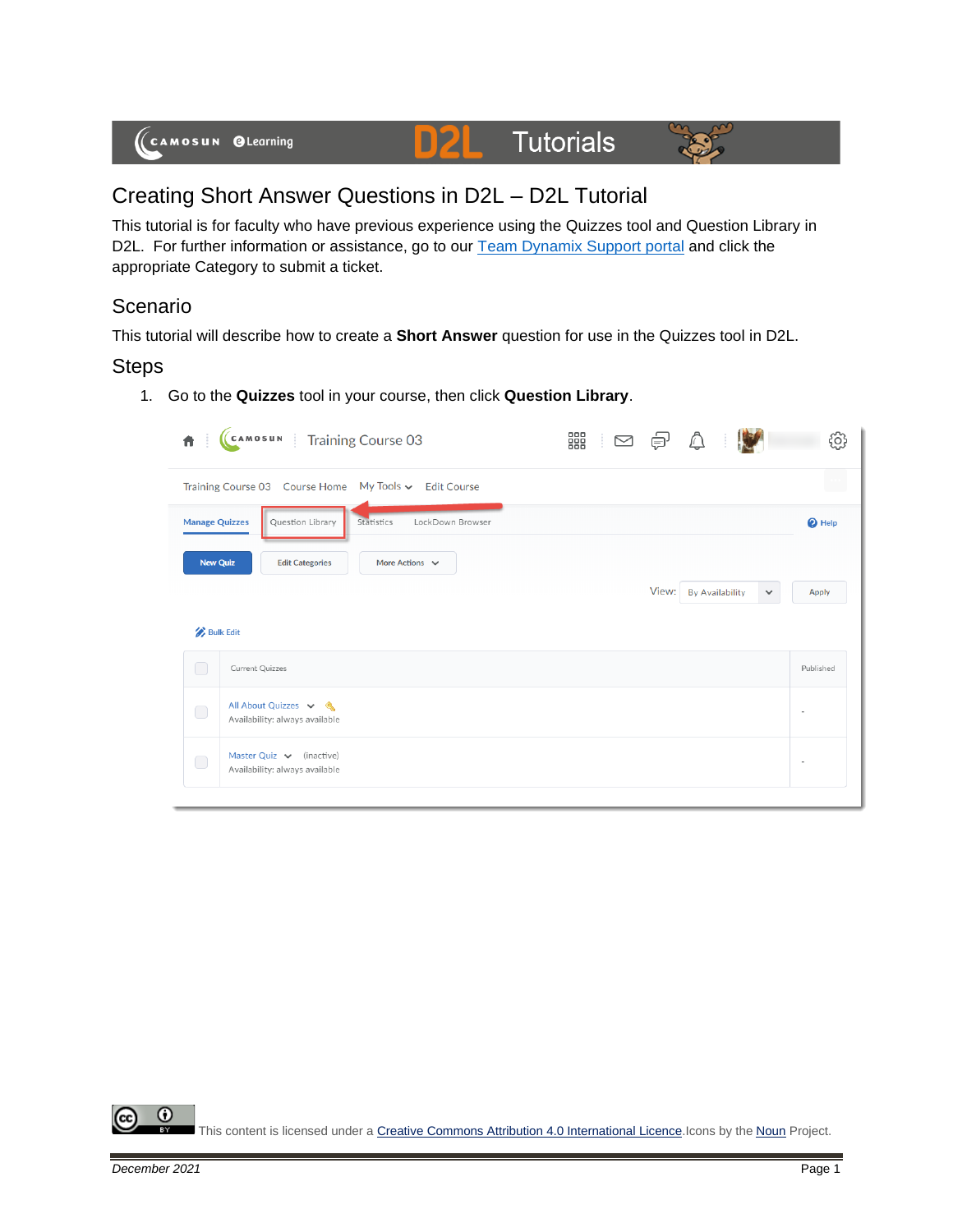# Creating Short Answer Questions in D2L – D2L Tutorial

This tutorial is for faculty who have previous experience using the Quizzes tool and Question Library in D2L. For further information or assistance, go to our Team Dynamix Support portal and click the appropriate Category to submit a ticket.

## Scenario

This tutorial will describe how to create a **Short Answer** question for use in the Quizzes tool in D2L.

## Steps

1. Go to the **Quizzes** tool in your course, then click **Question Library**.

This content is licensed under a Creative Commons Attribution 4.0 International Licence. Icons by the Noun Project.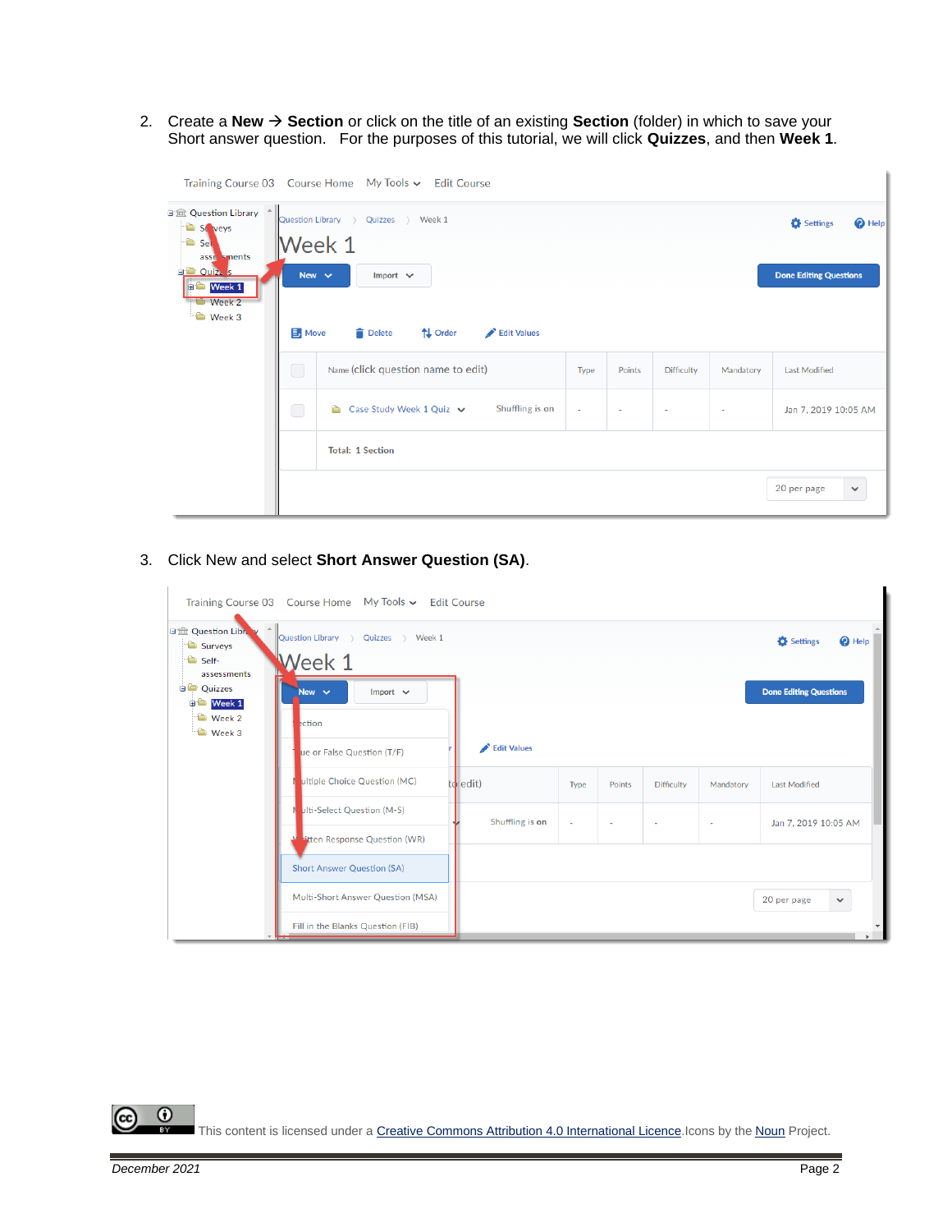2. Create a **New → Section** or click on the title of an existing **Section** (folder) in which to save your Short answer question. For the purposes of this tutorial, we will click **Quizzes**, and then **Week 1**.

3. Click New and select **Short Answer Question (SA)**.

This content is licensed under a Creative Commons Attribution 4.0 International Licence. Icons by the Noun Project.

*December 2021*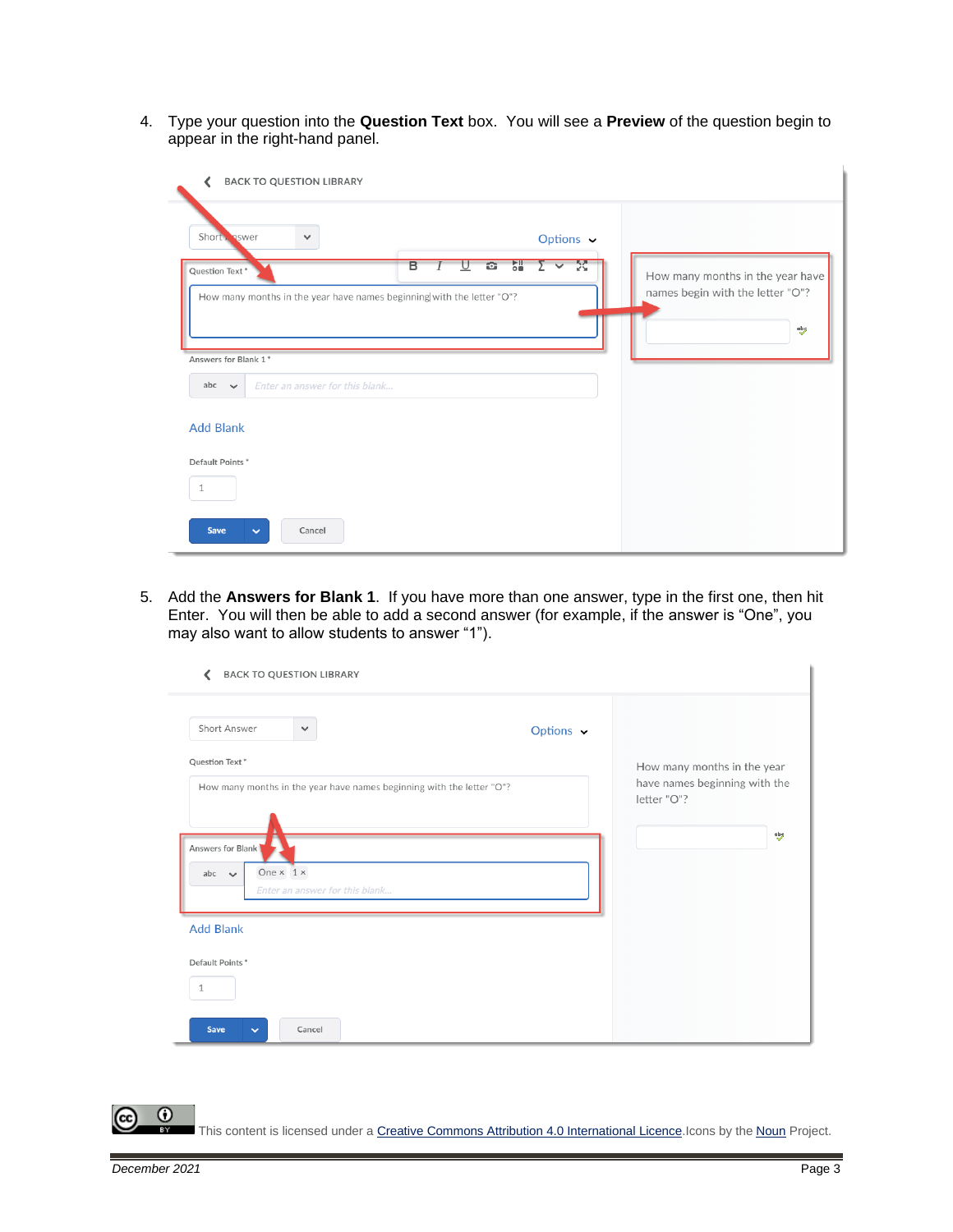4. Type your question into the **Question Text** box. You will see a **Preview** of the question begin to appear in the right-hand panel.

5. Add the **Answers for Blank 1**. If you have more than one answer, type in the first one, then hit Enter. You will then be able to add a second answer (for example, if the answer is "One", you may also want to allow students to answer "1").

This content is licensed under a Creative Commons Attribution 4.0 International Licence. Icons by the Noun Project.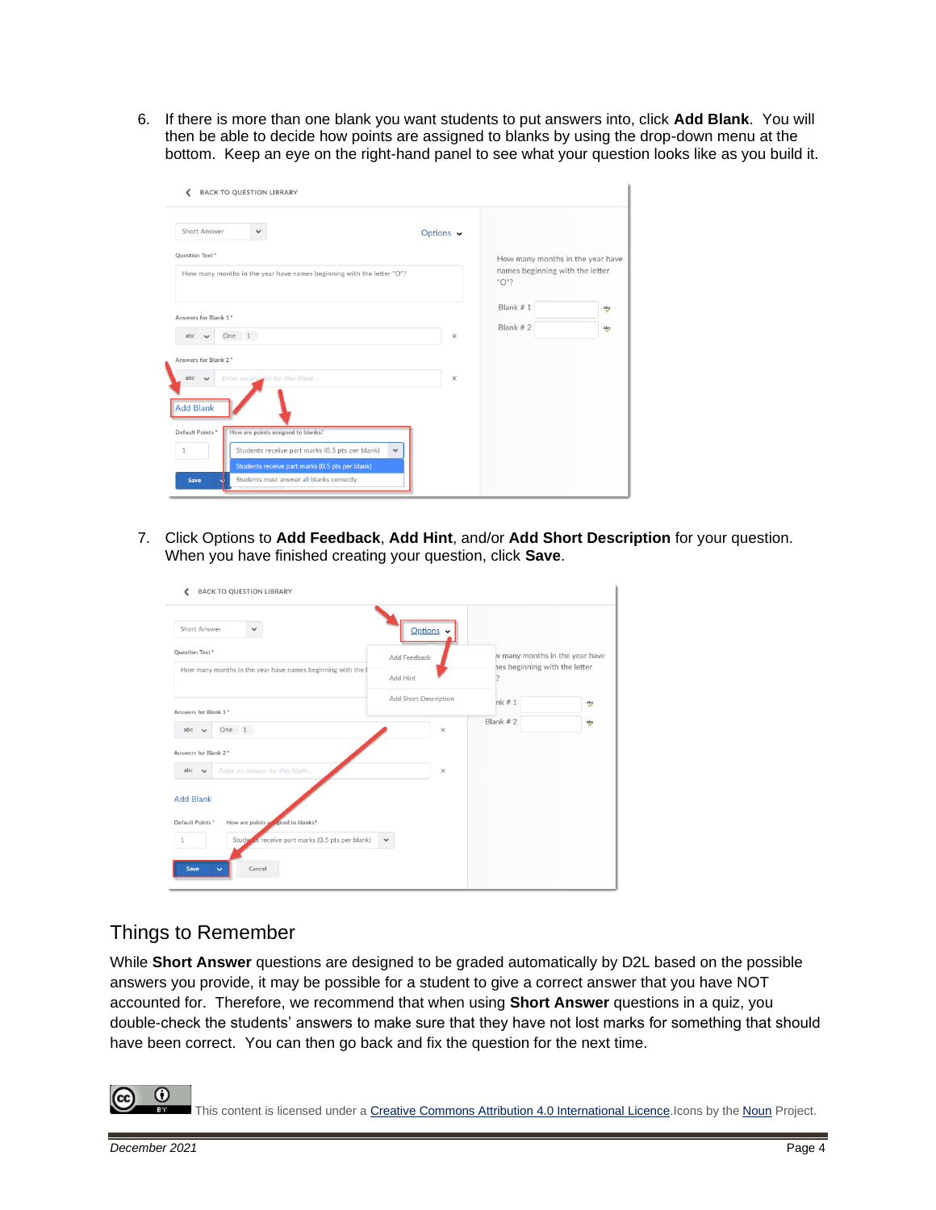6. If there is more than one blank you want students to put answers into, click **Add Blank**. You will then be able to decide how points are assigned to blanks by using the drop-down menu at the bottom. Keep an eye on the right-hand panel to see what your question looks like as you build it.

7. Click Options to **Add Feedback**, **Add Hint**, and/or **Add Short Description** for your question. When you have finished creating your question, click **Save**.

## Things to Remember

While **Short Answer** questions are designed to be graded automatically by D2L based on the possible answers you provide, it may be possible for a student to give a correct answer that you have NOT accounted for. Therefore, we recommend that when using **Short Answer** questions in a quiz, you double-check the students' answers to make sure that they have not lost marks for something that should have been correct. You can then go back and fix the question for the next time.

This content is licensed under a Creative Commons Attribution 4.0 International Licence. Icons by the Noun Project.

December 2021